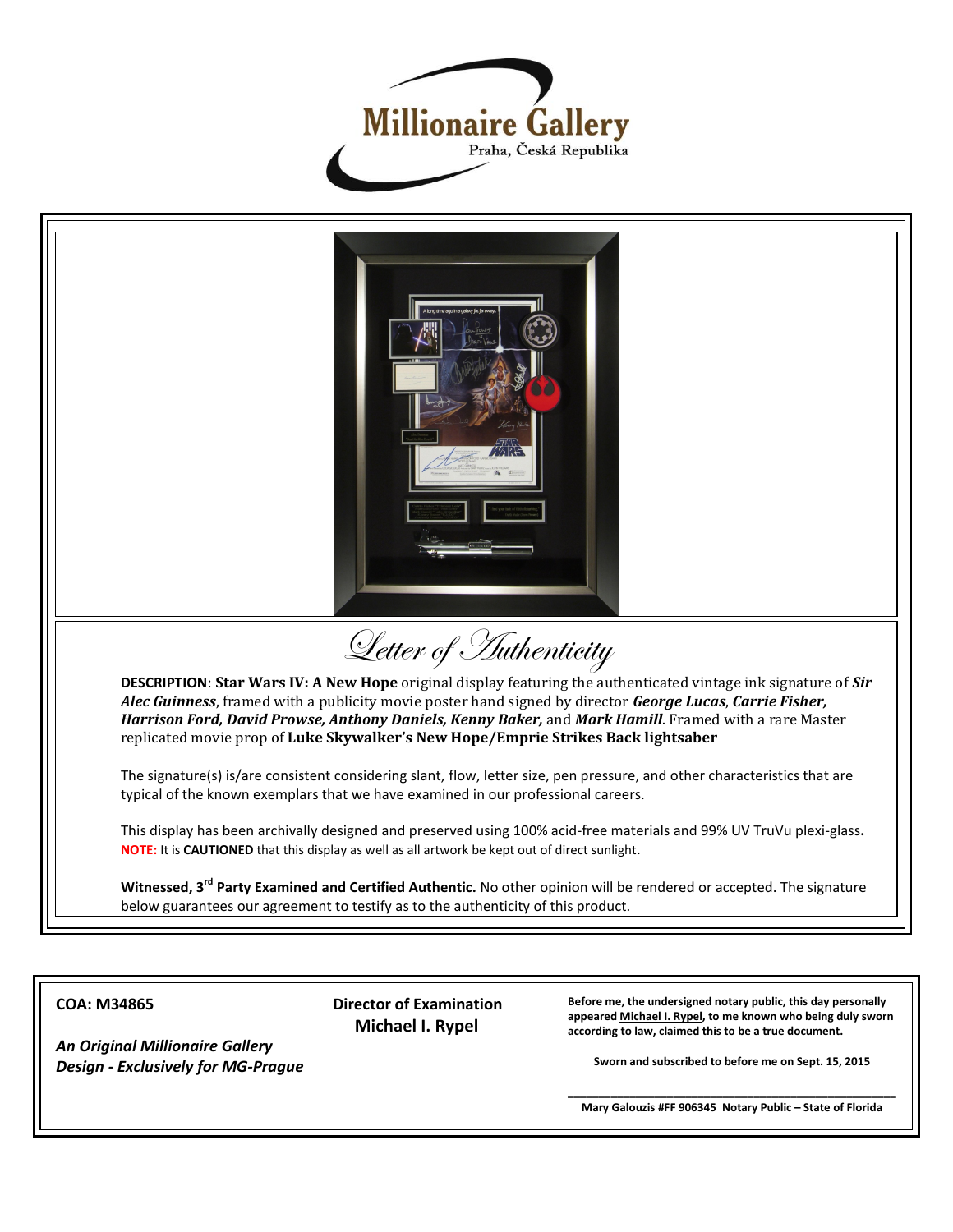# Millionaire Gallery

Praha, Česká Republika

## Letter of Authenticity

**DESCRIPTION**: **Star Wars IV: A New Hope** original display featuring the authenticated vintage ink signature of ***Sir Alec Guinness***, framed with a publicity movie poster hand signed by director ***George Lucas***, ***Carrie Fisher, Harrison Ford, David Prowse, Anthony Daniels, Kenny Baker,*** and ***Mark Hamill***. Framed with a rare Master replicated movie prop of **Luke Skywalker's New Hope/Emprie Strikes Back lightsaber**

The signature(s) is/are consistent considering slant, flow, letter size, pen pressure, and other characteristics that are typical of the known exemplars that we have examined in our professional careers.

This display has been archivally designed and preserved using 100% acid-free materials and 99% UV TruVu plexi-glass**.**
**NOTE:** It is **CAUTIONED** that this display as well as all artwork be kept out of direct sunlight.

**Witnessed, 3rd Party Examined and Certified Authentic.** No other opinion will be rendered or accepted. The signature below guarantees our agreement to testify as to the authenticity of this product.

**COA: M34865**

***An Original Millionaire Gallery Design - Exclusively for MG-Prague***

**Director of Examination**
**Michael I. Rypel**

**Before me, the undersigned notary public, this day personally appeared Michael I. Rypel, to me known who being duly sworn according to law, claimed this to be a true document.**

**Sworn and subscribed to before me on Sept. 15, 2015**

**Mary Galouzis #FF 906345 Notary Public – State of Florida**